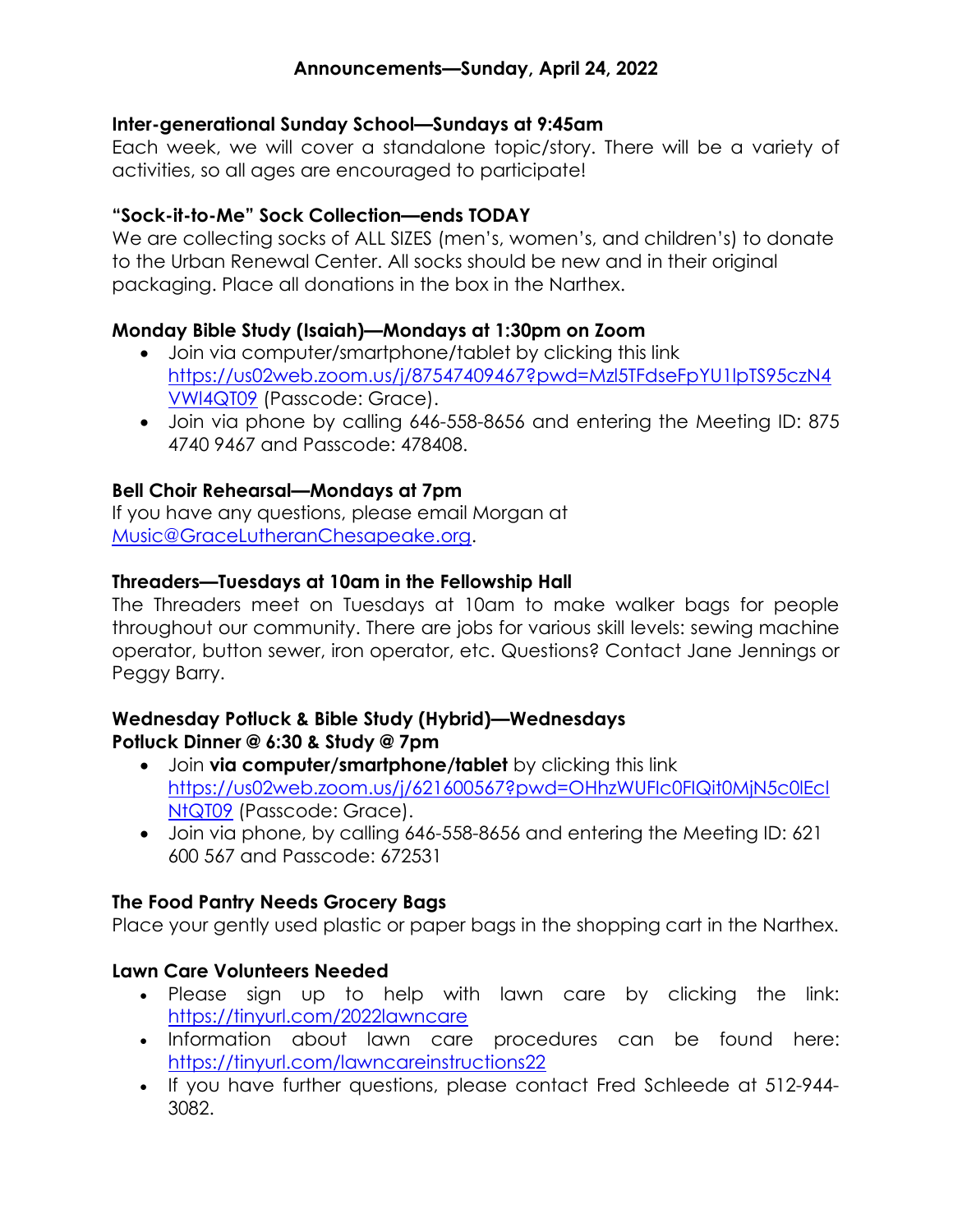# Announcements—Sunday, April 24, 2022

**Inter-generational Sunday School—Sundays at 9:45am**

Each week, we will cover a standalone topic/story. There will be a variety of activities, so all ages are encouraged to participate!

**"Sock-it-to-Me" Sock Collection—ends TODAY**

We are collecting socks of ALL SIZES (men's, women's, and children's) to donate to the Urban Renewal Center. All socks should be new and in their original packaging. Place all donations in the box in the Narthex.

**Monday Bible Study (Isaiah)—Mondays at 1:30pm on Zoom**

- Join via computer/smartphone/tablet by clicking this link https://us02web.zoom.us/j/87547409467?pwd=Mzl5TFdseFpYU1lpTS95czN4VWl4QT09 (Passcode: Grace).
- Join via phone by calling 646-558-8656 and entering the Meeting ID: 875 4740 9467 and Passcode: 478408.

**Bell Choir Rehearsal—Mondays at 7pm**

If you have any questions, please email Morgan at Music@GraceLutheranChesapeake.org.

**Threaders—Tuesdays at 10am in the Fellowship Hall**

The Threaders meet on Tuesdays at 10am to make walker bags for people throughout our community. There are jobs for various skill levels: sewing machine operator, button sewer, iron operator, etc. Questions? Contact Jane Jennings or Peggy Barry.

**Wednesday Potluck & Bible Study (Hybrid)—Wednesdays**
**Potluck Dinner @ 6:30 & Study @ 7pm**

- Join **via computer/smartphone/tablet** by clicking this link https://us02web.zoom.us/j/621600567?pwd=OHhzWUFIc0FIQit0MjN5c0lEclNtQT09 (Passcode: Grace).
- Join via phone, by calling 646-558-8656 and entering the Meeting ID: 621 600 567 and Passcode: 672531

**The Food Pantry Needs Grocery Bags**

Place your gently used plastic or paper bags in the shopping cart in the Narthex.

**Lawn Care Volunteers Needed**

- Please sign up to help with lawn care by clicking the link: https://tinyurl.com/2022lawncare
- Information about lawn care procedures can be found here: https://tinyurl.com/lawncareinstructions22
- If you have further questions, please contact Fred Schleede at 512-944-3082.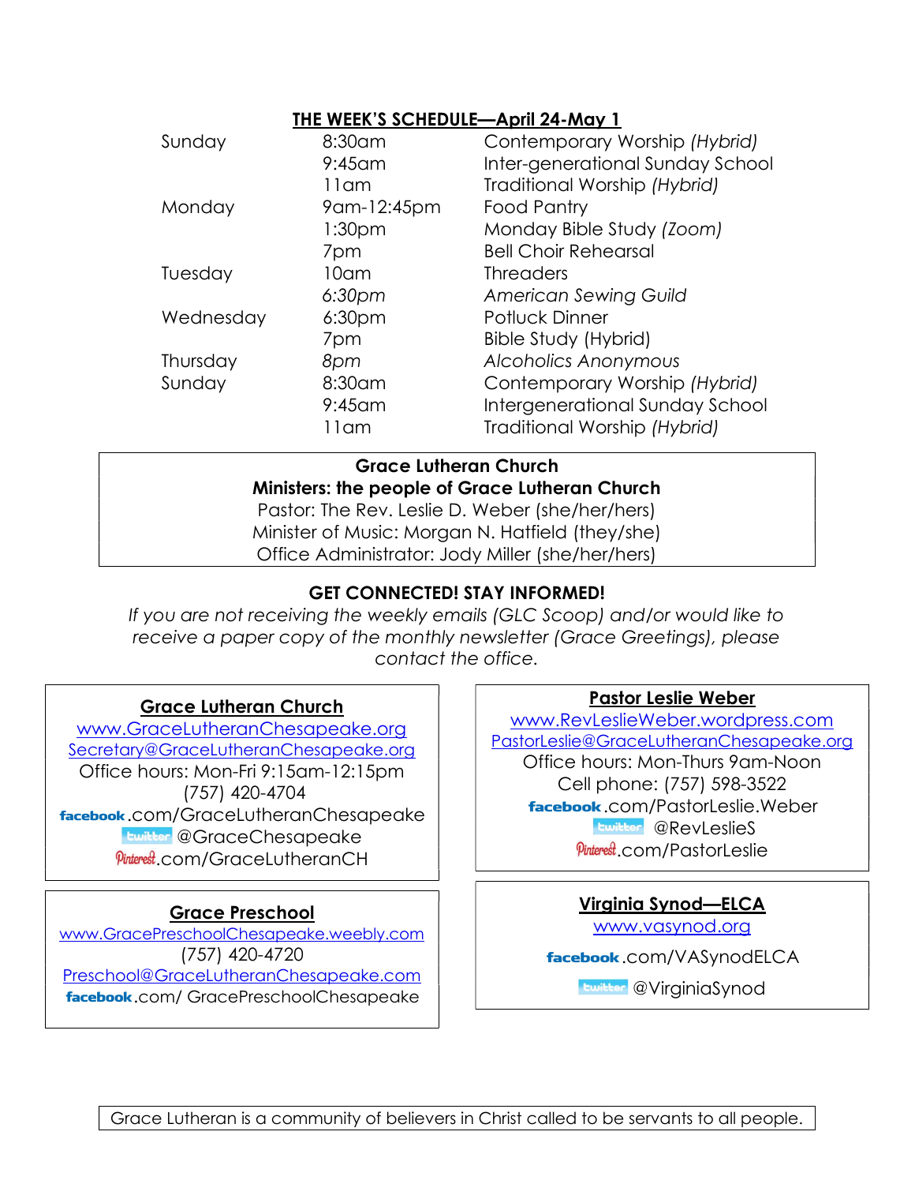## THE WEEK'S SCHEDULE—April 24-May 1

| | | |
|---|---|---|
| Sunday | 8:30am | Contemporary Worship *(Hybrid)* |
| | 9:45am | Inter-generational Sunday School |
| | 11am | Traditional Worship *(Hybrid)* |
| Monday | 9am-12:45pm | Food Pantry |
| | 1:30pm | Monday Bible Study *(Zoom)* |
| | 7pm | Bell Choir Rehearsal |
| Tuesday | 10am | Threaders |
| | *6:30pm* | *American Sewing Guild* |
| Wednesday | 6:30pm | Potluck Dinner |
| | 7pm | Bible Study (Hybrid) |
| Thursday | *8pm* | *Alcoholics Anonymous* |
| Sunday | 8:30am | Contemporary Worship *(Hybrid)* |
| | 9:45am | Intergenerational Sunday School |
| | 11am | Traditional Worship *(Hybrid)* |

**Grace Lutheran Church**
**Ministers: the people of Grace Lutheran Church**
Pastor: The Rev. Leslie D. Weber (she/her/hers)
Minister of Music: Morgan N. Hatfield (they/she)
Office Administrator: Jody Miller (she/her/hers)

**GET CONNECTED! STAY INFORMED!**

*If you are not receiving the weekly emails (GLC Scoop) and/or would like to receive a paper copy of the monthly newsletter (Grace Greetings), please contact the office.*

**Grace Lutheran Church**
www.GraceLutheranChesapeake.org
Secretary@GraceLutheranChesapeake.org
Office hours: Mon-Fri 9:15am-12:15pm
(757) 420-4704
facebook.com/GraceLutheranChesapeake
twitter @GraceChesapeake
Pinterest.com/GraceLutheranCH

**Pastor Leslie Weber**
www.RevLeslieWeber.wordpress.com
PastorLeslie@GraceLutheranChesapeake.org
Office hours: Mon-Thurs 9am-Noon
Cell phone: (757) 598-3522
facebook.com/PastorLeslie.Weber
twitter @RevLeslieS
Pinterest.com/PastorLeslie

**Grace Preschool**
www.GracePreschoolChesapeake.weebly.com
(757) 420-4720
Preschool@GraceLutheranChesapeake.com
facebook.com/ GracePreschoolChesapeake

**Virginia Synod—ELCA**
www.vasynod.org
facebook.com/VASynodELCA
twitter @VirginiaSynod

Grace Lutheran is a community of believers in Christ called to be servants to all people.